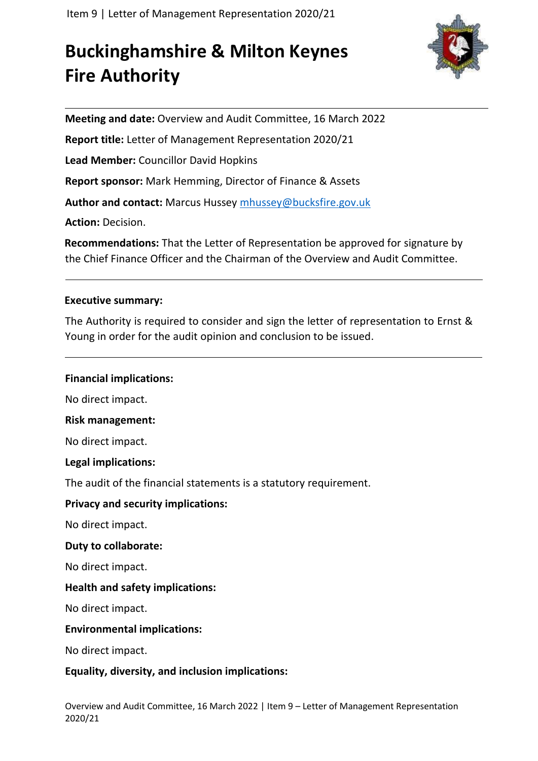# Buckinghamshire & Milton Keynes Fire Authority

**Meeting and date:** Overview and Audit Committee, 16 March 2022

**Report title:** Letter of Management Representation 2020/21

**Lead Member:** Councillor David Hopkins

**Report sponsor:** Mark Hemming, Director of Finance & Assets

**Author and contact:** Marcus Hussey mhussey@bucksfire.gov.uk

**Action:** Decision.

**Recommendations:** That the Letter of Representation be approved for signature by the Chief Finance Officer and the Chairman of the Overview and Audit Committee.

---

**Executive summary:**

The Authority is required to consider and sign the letter of representation to Ernst & Young in order for the audit opinion and conclusion to be issued.

---

**Financial implications:**

No direct impact.

**Risk management:**

No direct impact.

**Legal implications:**

The audit of the financial statements is a statutory requirement.

**Privacy and security implications:**

No direct impact.

**Duty to collaborate:**

No direct impact.

**Health and safety implications:**

No direct impact.

**Environmental implications:**

No direct impact.

**Equality, diversity, and inclusion implications:**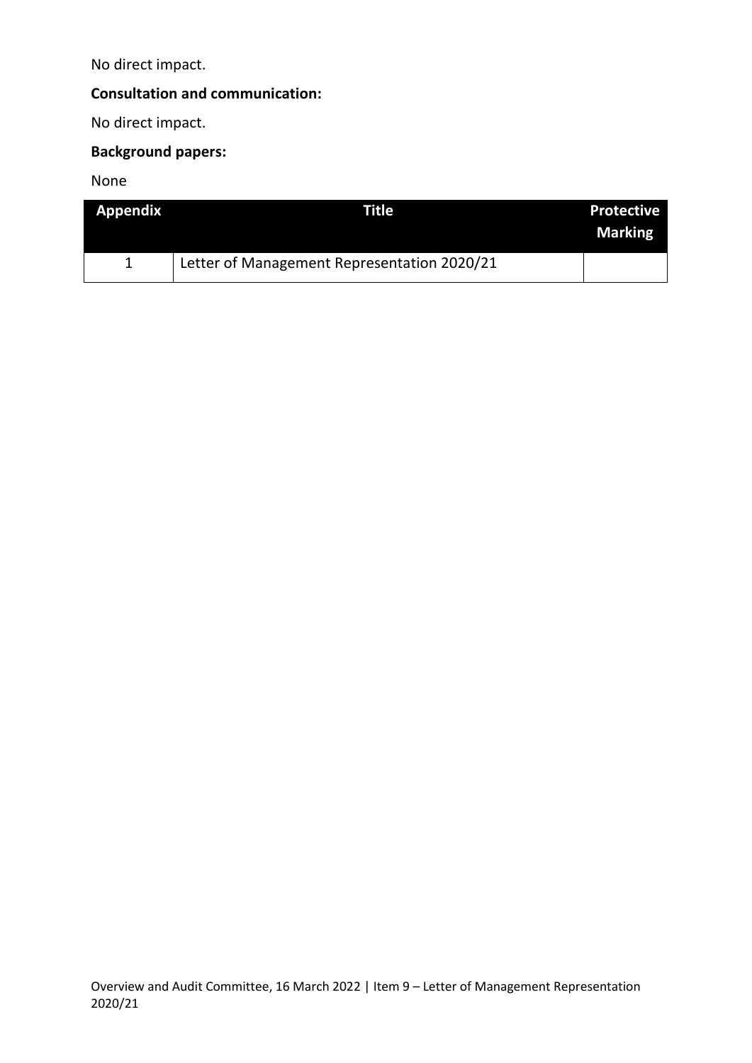No direct impact.

**Consultation and communication:**

No direct impact.

**Background papers:**

None

| Appendix | Title | Protective Marking |
|---|---|---|
| 1 | Letter of Management Representation 2020/21 | |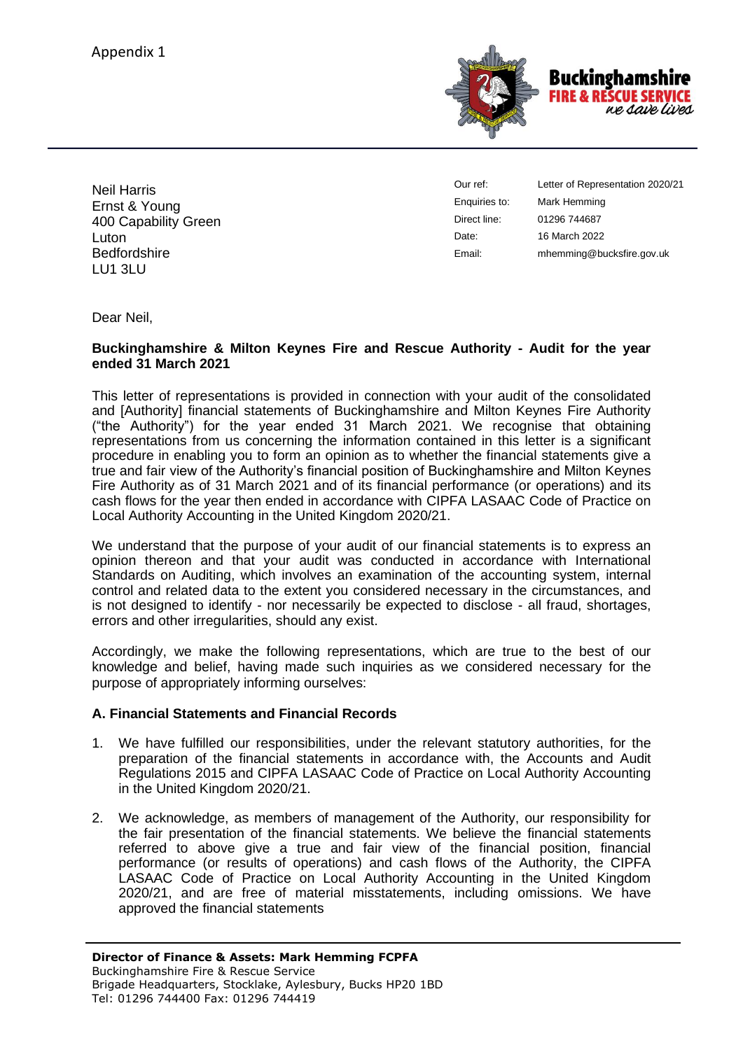Appendix 1

Neil Harris
Ernst & Young
400 Capability Green
Luton
Bedfordshire
LU1 3LU

| | |
|---|---|
| Our ref: | Letter of Representation 2020/21 |
| Enquiries to: | Mark Hemming |
| Direct line: | 01296 744687 |
| Date: | 16 March 2022 |
| Email: | mhemming@bucksfire.gov.uk |

Dear Neil,

**Buckinghamshire & Milton Keynes Fire and Rescue Authority - Audit for the year ended 31 March 2021**

This letter of representations is provided in connection with your audit of the consolidated and [Authority] financial statements of Buckinghamshire and Milton Keynes Fire Authority ("the Authority") for the year ended 31 March 2021. We recognise that obtaining representations from us concerning the information contained in this letter is a significant procedure in enabling you to form an opinion as to whether the financial statements give a true and fair view of the Authority's financial position of Buckinghamshire and Milton Keynes Fire Authority as of 31 March 2021 and of its financial performance (or operations) and its cash flows for the year then ended in accordance with CIPFA LASAAC Code of Practice on Local Authority Accounting in the United Kingdom 2020/21.

We understand that the purpose of your audit of our financial statements is to express an opinion thereon and that your audit was conducted in accordance with International Standards on Auditing, which involves an examination of the accounting system, internal control and related data to the extent you considered necessary in the circumstances, and is not designed to identify - nor necessarily be expected to disclose - all fraud, shortages, errors and other irregularities, should any exist.

Accordingly, we make the following representations, which are true to the best of our knowledge and belief, having made such inquiries as we considered necessary for the purpose of appropriately informing ourselves:

**A. Financial Statements and Financial Records**

1. We have fulfilled our responsibilities, under the relevant statutory authorities, for the preparation of the financial statements in accordance with, the Accounts and Audit Regulations 2015 and CIPFA LASAAC Code of Practice on Local Authority Accounting in the United Kingdom 2020/21.

2. We acknowledge, as members of management of the Authority, our responsibility for the fair presentation of the financial statements. We believe the financial statements referred to above give a true and fair view of the financial position, financial performance (or results of operations) and cash flows of the Authority, the CIPFA LASAAC Code of Practice on Local Authority Accounting in the United Kingdom 2020/21, and are free of material misstatements, including omissions. We have approved the financial statements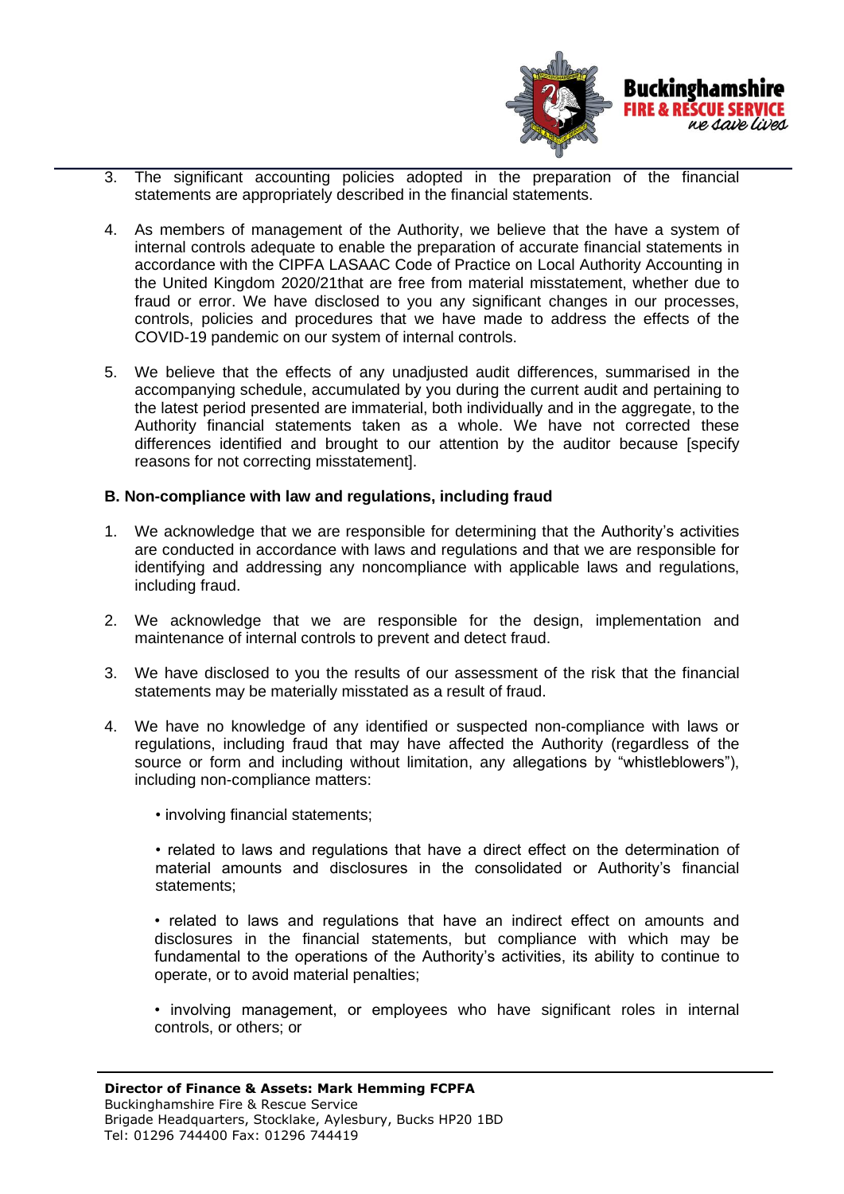3. The significant accounting policies adopted in the preparation of the financial statements are appropriately described in the financial statements.

4. As members of management of the Authority, we believe that the have a system of internal controls adequate to enable the preparation of accurate financial statements in accordance with the CIPFA LASAAC Code of Practice on Local Authority Accounting in the United Kingdom 2020/21that are free from material misstatement, whether due to fraud or error. We have disclosed to you any significant changes in our processes, controls, policies and procedures that we have made to address the effects of the COVID-19 pandemic on our system of internal controls.

5. We believe that the effects of any unadjusted audit differences, summarised in the accompanying schedule, accumulated by you during the current audit and pertaining to the latest period presented are immaterial, both individually and in the aggregate, to the Authority financial statements taken as a whole. We have not corrected these differences identified and brought to our attention by the auditor because [specify reasons for not correcting misstatement].

**B. Non-compliance with law and regulations, including fraud**

1. We acknowledge that we are responsible for determining that the Authority's activities are conducted in accordance with laws and regulations and that we are responsible for identifying and addressing any noncompliance with applicable laws and regulations, including fraud.

2. We acknowledge that we are responsible for the design, implementation and maintenance of internal controls to prevent and detect fraud.

3. We have disclosed to you the results of our assessment of the risk that the financial statements may be materially misstated as a result of fraud.

4. We have no knowledge of any identified or suspected non-compliance with laws or regulations, including fraud that may have affected the Authority (regardless of the source or form and including without limitation, any allegations by "whistleblowers"), including non-compliance matters:

   • involving financial statements;

   • related to laws and regulations that have a direct effect on the determination of material amounts and disclosures in the consolidated or Authority's financial statements;

   • related to laws and regulations that have an indirect effect on amounts and disclosures in the financial statements, but compliance with which may be fundamental to the operations of the Authority's activities, its ability to continue to operate, or to avoid material penalties;

   • involving management, or employees who have significant roles in internal controls, or others; or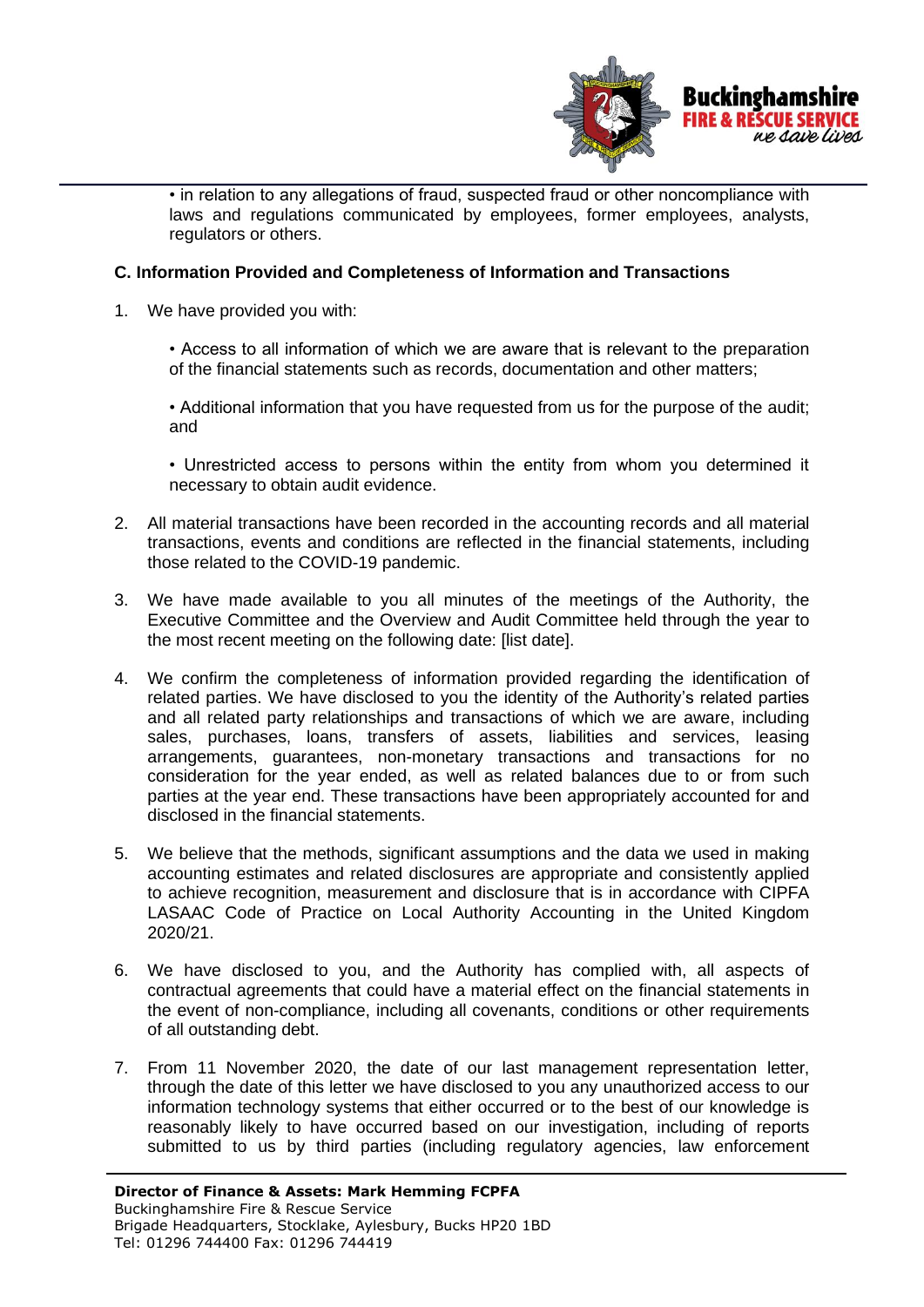• in relation to any allegations of fraud, suspected fraud or other noncompliance with laws and regulations communicated by employees, former employees, analysts, regulators or others.

**C. Information Provided and Completeness of Information and Transactions**

1. We have provided you with:

   • Access to all information of which we are aware that is relevant to the preparation of the financial statements such as records, documentation and other matters;

   • Additional information that you have requested from us for the purpose of the audit; and

   • Unrestricted access to persons within the entity from whom you determined it necessary to obtain audit evidence.

2. All material transactions have been recorded in the accounting records and all material transactions, events and conditions are reflected in the financial statements, including those related to the COVID-19 pandemic.

3. We have made available to you all minutes of the meetings of the Authority, the Executive Committee and the Overview and Audit Committee held through the year to the most recent meeting on the following date: [list date].

4. We confirm the completeness of information provided regarding the identification of related parties. We have disclosed to you the identity of the Authority's related parties and all related party relationships and transactions of which we are aware, including sales, purchases, loans, transfers of assets, liabilities and services, leasing arrangements, guarantees, non-monetary transactions and transactions for no consideration for the year ended, as well as related balances due to or from such parties at the year end. These transactions have been appropriately accounted for and disclosed in the financial statements.

5. We believe that the methods, significant assumptions and the data we used in making accounting estimates and related disclosures are appropriate and consistently applied to achieve recognition, measurement and disclosure that is in accordance with CIPFA LASAAC Code of Practice on Local Authority Accounting in the United Kingdom 2020/21.

6. We have disclosed to you, and the Authority has complied with, all aspects of contractual agreements that could have a material effect on the financial statements in the event of non-compliance, including all covenants, conditions or other requirements of all outstanding debt.

7. From 11 November 2020, the date of our last management representation letter, through the date of this letter we have disclosed to you any unauthorized access to our information technology systems that either occurred or to the best of our knowledge is reasonably likely to have occurred based on our investigation, including of reports submitted to us by third parties (including regulatory agencies, law enforcement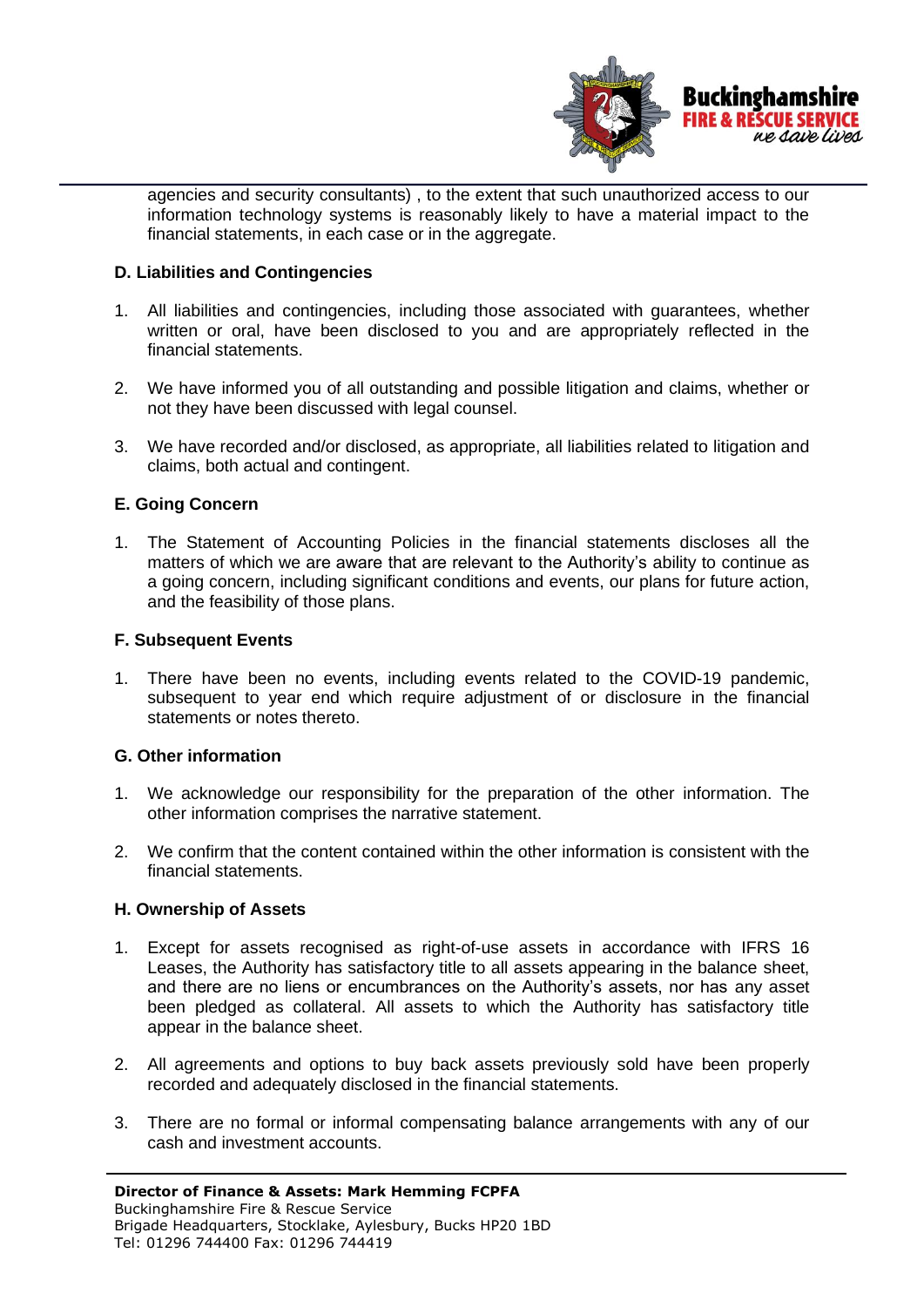agencies and security consultants) , to the extent that such unauthorized access to our information technology systems is reasonably likely to have a material impact to the financial statements, in each case or in the aggregate.

**D. Liabilities and Contingencies**

1. All liabilities and contingencies, including those associated with guarantees, whether written or oral, have been disclosed to you and are appropriately reflected in the financial statements.

2. We have informed you of all outstanding and possible litigation and claims, whether or not they have been discussed with legal counsel.

3. We have recorded and/or disclosed, as appropriate, all liabilities related to litigation and claims, both actual and contingent.

**E. Going Concern**

1. The Statement of Accounting Policies in the financial statements discloses all the matters of which we are aware that are relevant to the Authority's ability to continue as a going concern, including significant conditions and events, our plans for future action, and the feasibility of those plans.

**F. Subsequent Events**

1. There have been no events, including events related to the COVID-19 pandemic, subsequent to year end which require adjustment of or disclosure in the financial statements or notes thereto.

**G. Other information**

1. We acknowledge our responsibility for the preparation of the other information. The other information comprises the narrative statement.

2. We confirm that the content contained within the other information is consistent with the financial statements.

**H. Ownership of Assets**

1. Except for assets recognised as right-of-use assets in accordance with IFRS 16 Leases, the Authority has satisfactory title to all assets appearing in the balance sheet, and there are no liens or encumbrances on the Authority's assets, nor has any asset been pledged as collateral. All assets to which the Authority has satisfactory title appear in the balance sheet.

2. All agreements and options to buy back assets previously sold have been properly recorded and adequately disclosed in the financial statements.

3. There are no formal or informal compensating balance arrangements with any of our cash and investment accounts.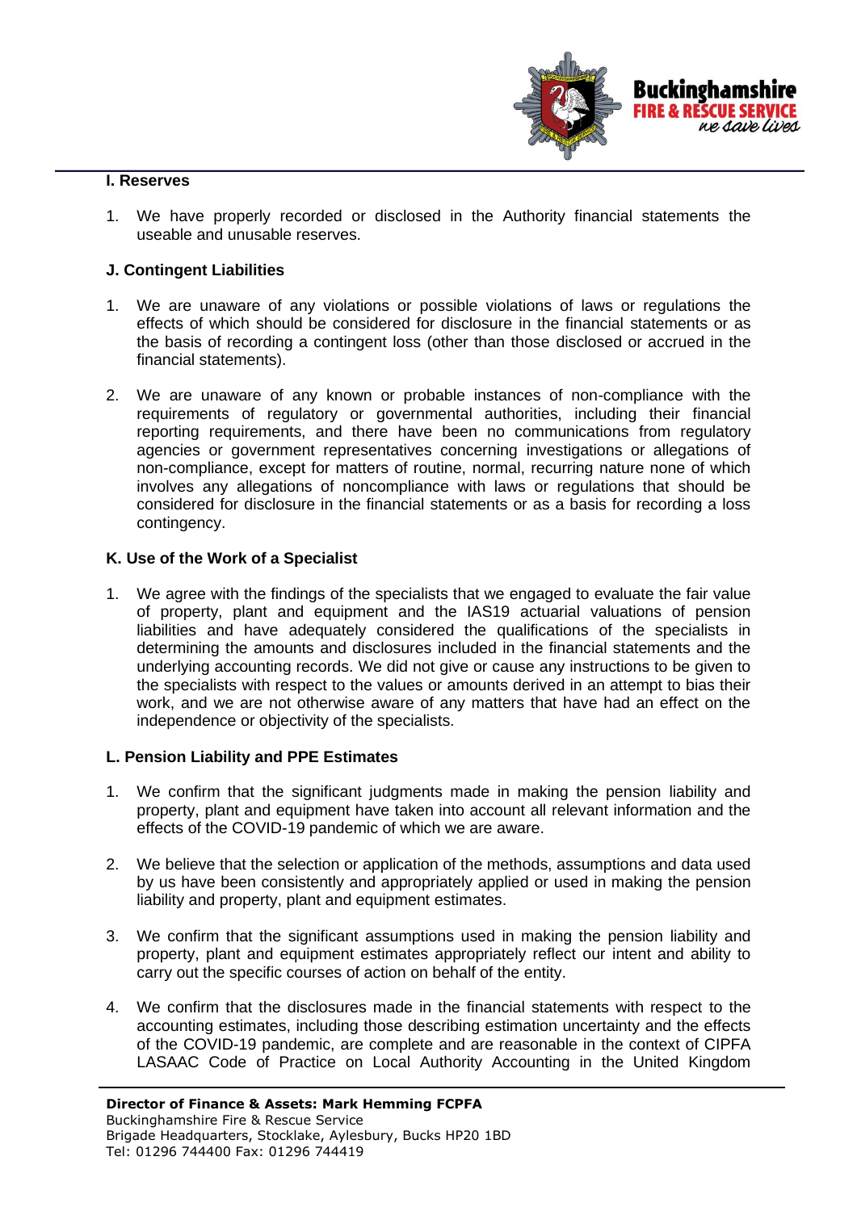**I. Reserves**

1. We have properly recorded or disclosed in the Authority financial statements the useable and unusable reserves.

**J. Contingent Liabilities**

1. We are unaware of any violations or possible violations of laws or regulations the effects of which should be considered for disclosure in the financial statements or as the basis of recording a contingent loss (other than those disclosed or accrued in the financial statements).

2. We are unaware of any known or probable instances of non-compliance with the requirements of regulatory or governmental authorities, including their financial reporting requirements, and there have been no communications from regulatory agencies or government representatives concerning investigations or allegations of non-compliance, except for matters of routine, normal, recurring nature none of which involves any allegations of noncompliance with laws or regulations that should be considered for disclosure in the financial statements or as a basis for recording a loss contingency.

**K. Use of the Work of a Specialist**

1. We agree with the findings of the specialists that we engaged to evaluate the fair value of property, plant and equipment and the IAS19 actuarial valuations of pension liabilities and have adequately considered the qualifications of the specialists in determining the amounts and disclosures included in the financial statements and the underlying accounting records. We did not give or cause any instructions to be given to the specialists with respect to the values or amounts derived in an attempt to bias their work, and we are not otherwise aware of any matters that have had an effect on the independence or objectivity of the specialists.

**L. Pension Liability and PPE Estimates**

1. We confirm that the significant judgments made in making the pension liability and property, plant and equipment have taken into account all relevant information and the effects of the COVID-19 pandemic of which we are aware.

2. We believe that the selection or application of the methods, assumptions and data used by us have been consistently and appropriately applied or used in making the pension liability and property, plant and equipment estimates.

3. We confirm that the significant assumptions used in making the pension liability and property, plant and equipment estimates appropriately reflect our intent and ability to carry out the specific courses of action on behalf of the entity.

4. We confirm that the disclosures made in the financial statements with respect to the accounting estimates, including those describing estimation uncertainty and the effects of the COVID-19 pandemic, are complete and are reasonable in the context of CIPFA LASAAC Code of Practice on Local Authority Accounting in the United Kingdom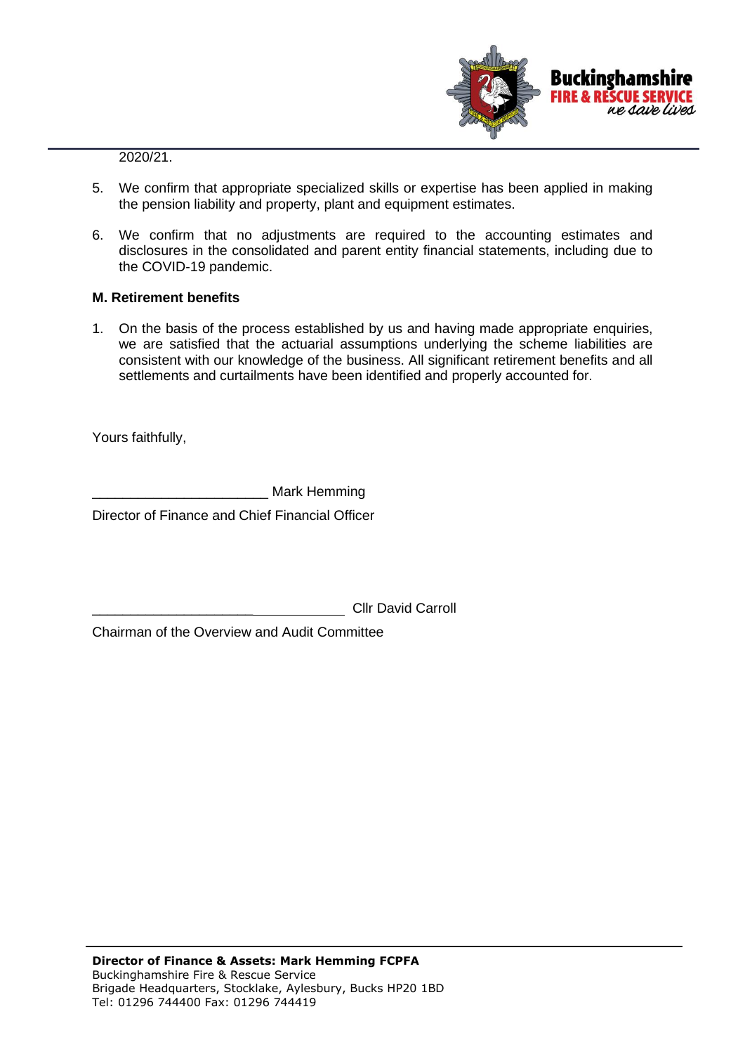2020/21.

5. We confirm that appropriate specialized skills or expertise has been applied in making the pension liability and property, plant and equipment estimates.

6. We confirm that no adjustments are required to the accounting estimates and disclosures in the consolidated and parent entity financial statements, including due to the COVID-19 pandemic.

**M. Retirement benefits**

1. On the basis of the process established by us and having made appropriate enquiries, we are satisfied that the actuarial assumptions underlying the scheme liabilities are consistent with our knowledge of the business. All significant retirement benefits and all settlements and curtailments have been identified and properly accounted for.

Yours faithfully,

_______________________ Mark Hemming

Director of Finance and Chief Financial Officer

_________________________________ Cllr David Carroll

Chairman of the Overview and Audit Committee

**Director of Finance & Assets: Mark Hemming FCPFA**
Buckinghamshire Fire & Rescue Service
Brigade Headquarters, Stocklake, Aylesbury, Bucks HP20 1BD
Tel: 01296 744400 Fax: 01296 744419